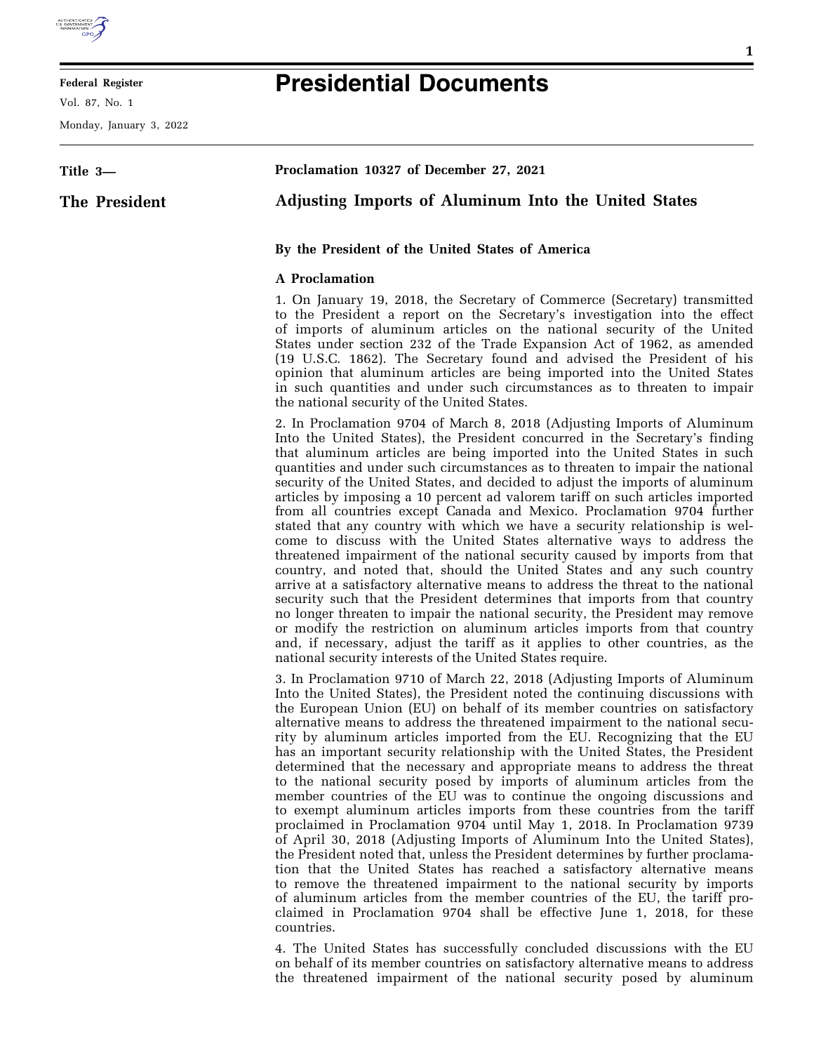**Title 3—**

**The President**

**Proclamation 10327 of December 27, 2021**

# Adjusting Imports of Aluminum Into the United States

**By the President of the United States of America**

**A Proclamation**

1. On January 19, 2018, the Secretary of Commerce (Secretary) transmitted to the President a report on the Secretary's investigation into the effect of imports of aluminum articles on the national security of the United States under section 232 of the Trade Expansion Act of 1962, as amended (19 U.S.C. 1862). The Secretary found and advised the President of his opinion that aluminum articles are being imported into the United States in such quantities and under such circumstances as to threaten to impair the national security of the United States.

2. In Proclamation 9704 of March 8, 2018 (Adjusting Imports of Aluminum Into the United States), the President concurred in the Secretary's finding that aluminum articles are being imported into the United States in such quantities and under such circumstances as to threaten to impair the national security of the United States, and decided to adjust the imports of aluminum articles by imposing a 10 percent ad valorem tariff on such articles imported from all countries except Canada and Mexico. Proclamation 9704 further stated that any country with which we have a security relationship is welcome to discuss with the United States alternative ways to address the threatened impairment of the national security caused by imports from that country, and noted that, should the United States and any such country arrive at a satisfactory alternative means to address the threat to the national security such that the President determines that imports from that country no longer threaten to impair the national security, the President may remove or modify the restriction on aluminum articles imports from that country and, if necessary, adjust the tariff as it applies to other countries, as the national security interests of the United States require.

3. In Proclamation 9710 of March 22, 2018 (Adjusting Imports of Aluminum Into the United States), the President noted the continuing discussions with the European Union (EU) on behalf of its member countries on satisfactory alternative means to address the threatened impairment to the national security by aluminum articles imported from the EU. Recognizing that the EU has an important security relationship with the United States, the President determined that the necessary and appropriate means to address the threat to the national security posed by imports of aluminum articles from the member countries of the EU was to continue the ongoing discussions and to exempt aluminum articles imports from these countries from the tariff proclaimed in Proclamation 9704 until May 1, 2018. In Proclamation 9739 of April 30, 2018 (Adjusting Imports of Aluminum Into the United States), the President noted that, unless the President determines by further proclamation that the United States has reached a satisfactory alternative means to remove the threatened impairment to the national security by imports of aluminum articles from the member countries of the EU, the tariff proclaimed in Proclamation 9704 shall be effective June 1, 2018, for these countries.

4. The United States has successfully concluded discussions with the EU on behalf of its member countries on satisfactory alternative means to address the threatened impairment of the national security posed by aluminum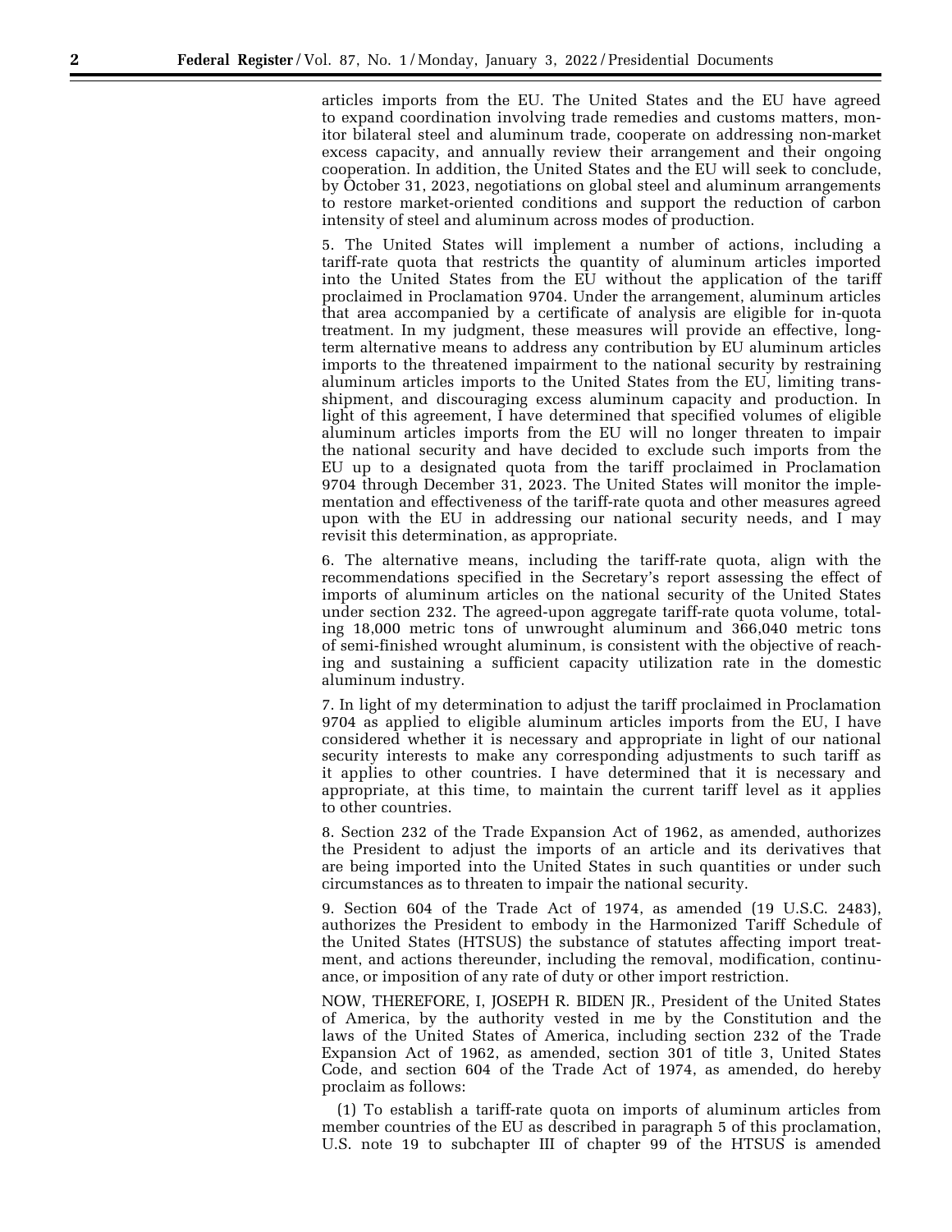articles imports from the EU. The United States and the EU have agreed to expand coordination involving trade remedies and customs matters, monitor bilateral steel and aluminum trade, cooperate on addressing non-market excess capacity, and annually review their arrangement and their ongoing cooperation. In addition, the United States and the EU will seek to conclude, by October 31, 2023, negotiations on global steel and aluminum arrangements to restore market-oriented conditions and support the reduction of carbon intensity of steel and aluminum across modes of production.

5. The United States will implement a number of actions, including a tariff-rate quota that restricts the quantity of aluminum articles imported into the United States from the EU without the application of the tariff proclaimed in Proclamation 9704. Under the arrangement, aluminum articles that area accompanied by a certificate of analysis are eligible for in-quota treatment. In my judgment, these measures will provide an effective, long-term alternative means to address any contribution by EU aluminum articles imports to the threatened impairment to the national security by restraining aluminum articles imports to the United States from the EU, limiting transshipment, and discouraging excess aluminum capacity and production. In light of this agreement, I have determined that specified volumes of eligible aluminum articles imports from the EU will no longer threaten to impair the national security and have decided to exclude such imports from the EU up to a designated quota from the tariff proclaimed in Proclamation 9704 through December 31, 2023. The United States will monitor the implementation and effectiveness of the tariff-rate quota and other measures agreed upon with the EU in addressing our national security needs, and I may revisit this determination, as appropriate.

6. The alternative means, including the tariff-rate quota, align with the recommendations specified in the Secretary's report assessing the effect of imports of aluminum articles on the national security of the United States under section 232. The agreed-upon aggregate tariff-rate quota volume, totaling 18,000 metric tons of unwrought aluminum and 366,040 metric tons of semi-finished wrought aluminum, is consistent with the objective of reaching and sustaining a sufficient capacity utilization rate in the domestic aluminum industry.

7. In light of my determination to adjust the tariff proclaimed in Proclamation 9704 as applied to eligible aluminum articles imports from the EU, I have considered whether it is necessary and appropriate in light of our national security interests to make any corresponding adjustments to such tariff as it applies to other countries. I have determined that it is necessary and appropriate, at this time, to maintain the current tariff level as it applies to other countries.

8. Section 232 of the Trade Expansion Act of 1962, as amended, authorizes the President to adjust the imports of an article and its derivatives that are being imported into the United States in such quantities or under such circumstances as to threaten to impair the national security.

9. Section 604 of the Trade Act of 1974, as amended (19 U.S.C. 2483), authorizes the President to embody in the Harmonized Tariff Schedule of the United States (HTSUS) the substance of statutes affecting import treatment, and actions thereunder, including the removal, modification, continuance, or imposition of any rate of duty or other import restriction.

NOW, THEREFORE, I, JOSEPH R. BIDEN JR., President of the United States of America, by the authority vested in me by the Constitution and the laws of the United States of America, including section 232 of the Trade Expansion Act of 1962, as amended, section 301 of title 3, United States Code, and section 604 of the Trade Act of 1974, as amended, do hereby proclaim as follows:

(1) To establish a tariff-rate quota on imports of aluminum articles from member countries of the EU as described in paragraph 5 of this proclamation, U.S. note 19 to subchapter III of chapter 99 of the HTSUS is amended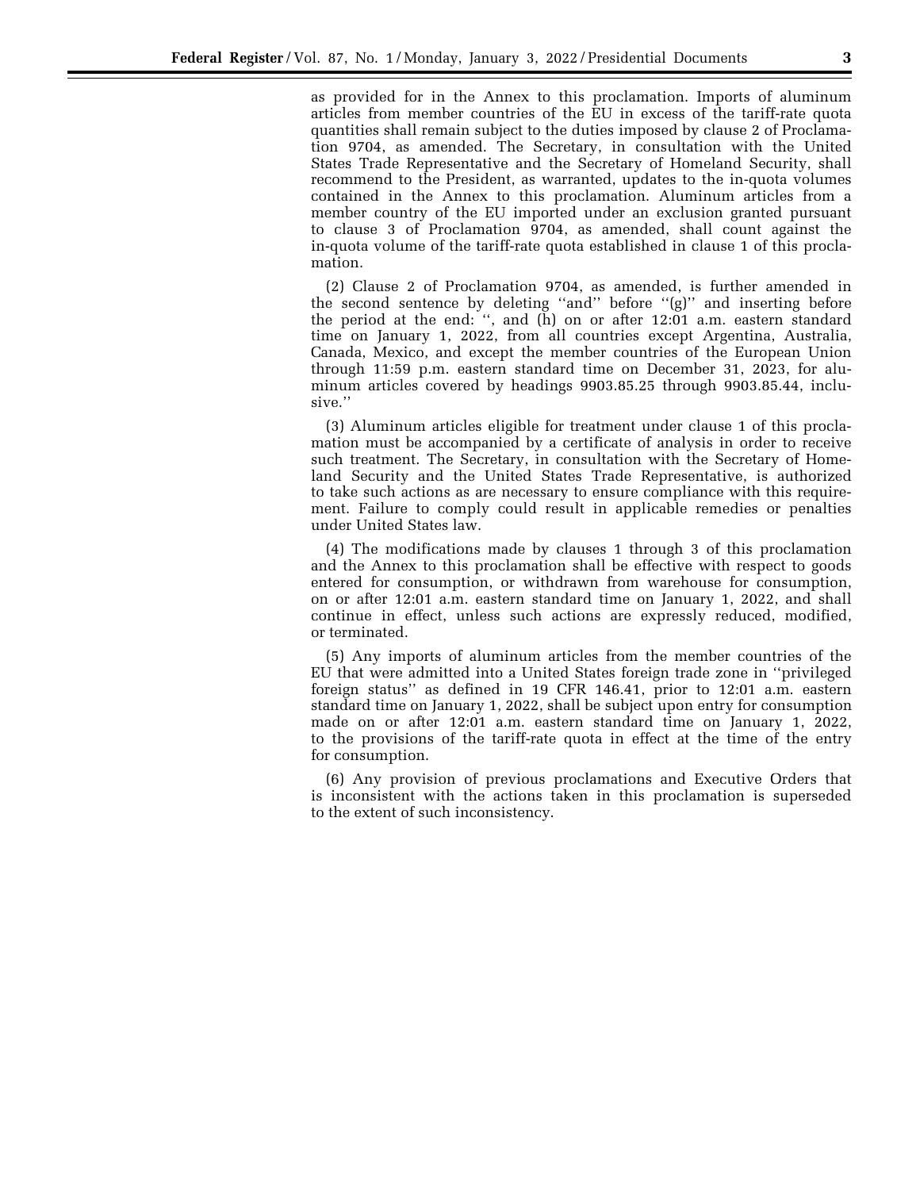as provided for in the Annex to this proclamation. Imports of aluminum articles from member countries of the EU in excess of the tariff-rate quota quantities shall remain subject to the duties imposed by clause 2 of Proclamation 9704, as amended. The Secretary, in consultation with the United States Trade Representative and the Secretary of Homeland Security, shall recommend to the President, as warranted, updates to the in-quota volumes contained in the Annex to this proclamation. Aluminum articles from a member country of the EU imported under an exclusion granted pursuant to clause 3 of Proclamation 9704, as amended, shall count against the in-quota volume of the tariff-rate quota established in clause 1 of this proclamation.

(2) Clause 2 of Proclamation 9704, as amended, is further amended in the second sentence by deleting ''and'' before ''(g)'' and inserting before the period at the end: '', and (h) on or after 12:01 a.m. eastern standard time on January 1, 2022, from all countries except Argentina, Australia, Canada, Mexico, and except the member countries of the European Union through 11:59 p.m. eastern standard time on December 31, 2023, for aluminum articles covered by headings 9903.85.25 through 9903.85.44, inclusive.''

(3) Aluminum articles eligible for treatment under clause 1 of this proclamation must be accompanied by a certificate of analysis in order to receive such treatment. The Secretary, in consultation with the Secretary of Homeland Security and the United States Trade Representative, is authorized to take such actions as are necessary to ensure compliance with this requirement. Failure to comply could result in applicable remedies or penalties under United States law.

(4) The modifications made by clauses 1 through 3 of this proclamation and the Annex to this proclamation shall be effective with respect to goods entered for consumption, or withdrawn from warehouse for consumption, on or after 12:01 a.m. eastern standard time on January 1, 2022, and shall continue in effect, unless such actions are expressly reduced, modified, or terminated.

(5) Any imports of aluminum articles from the member countries of the EU that were admitted into a United States foreign trade zone in ''privileged foreign status'' as defined in 19 CFR 146.41, prior to 12:01 a.m. eastern standard time on January 1, 2022, shall be subject upon entry for consumption made on or after 12:01 a.m. eastern standard time on January 1, 2022, to the provisions of the tariff-rate quota in effect at the time of the entry for consumption.

(6) Any provision of previous proclamations and Executive Orders that is inconsistent with the actions taken in this proclamation is superseded to the extent of such inconsistency.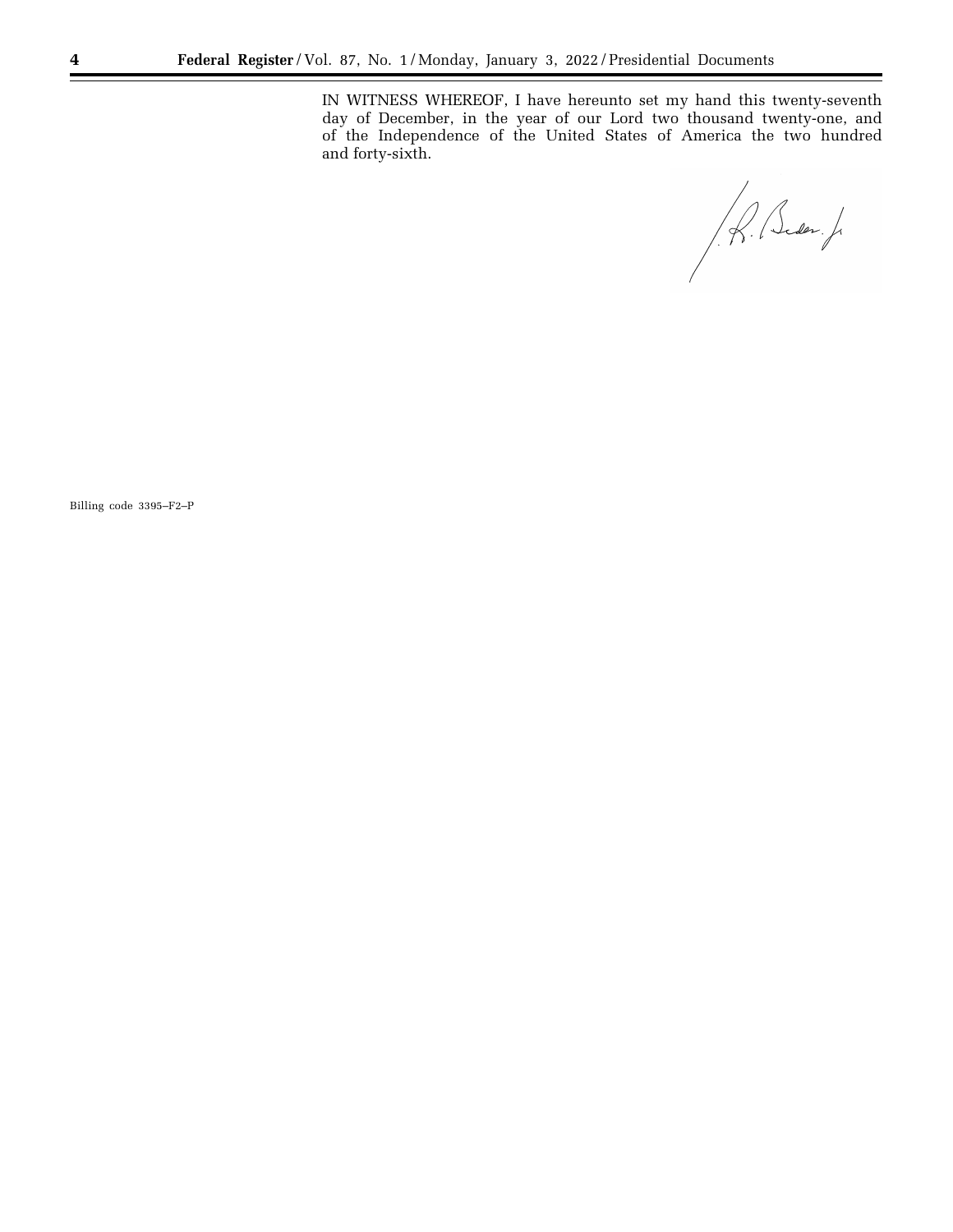IN WITNESS WHEREOF, I have hereunto set my hand this twenty-seventh day of December, in the year of our Lord two thousand twenty-one, and of the Independence of the United States of America the two hundred and forty-sixth.

Billing code 3395–F2–P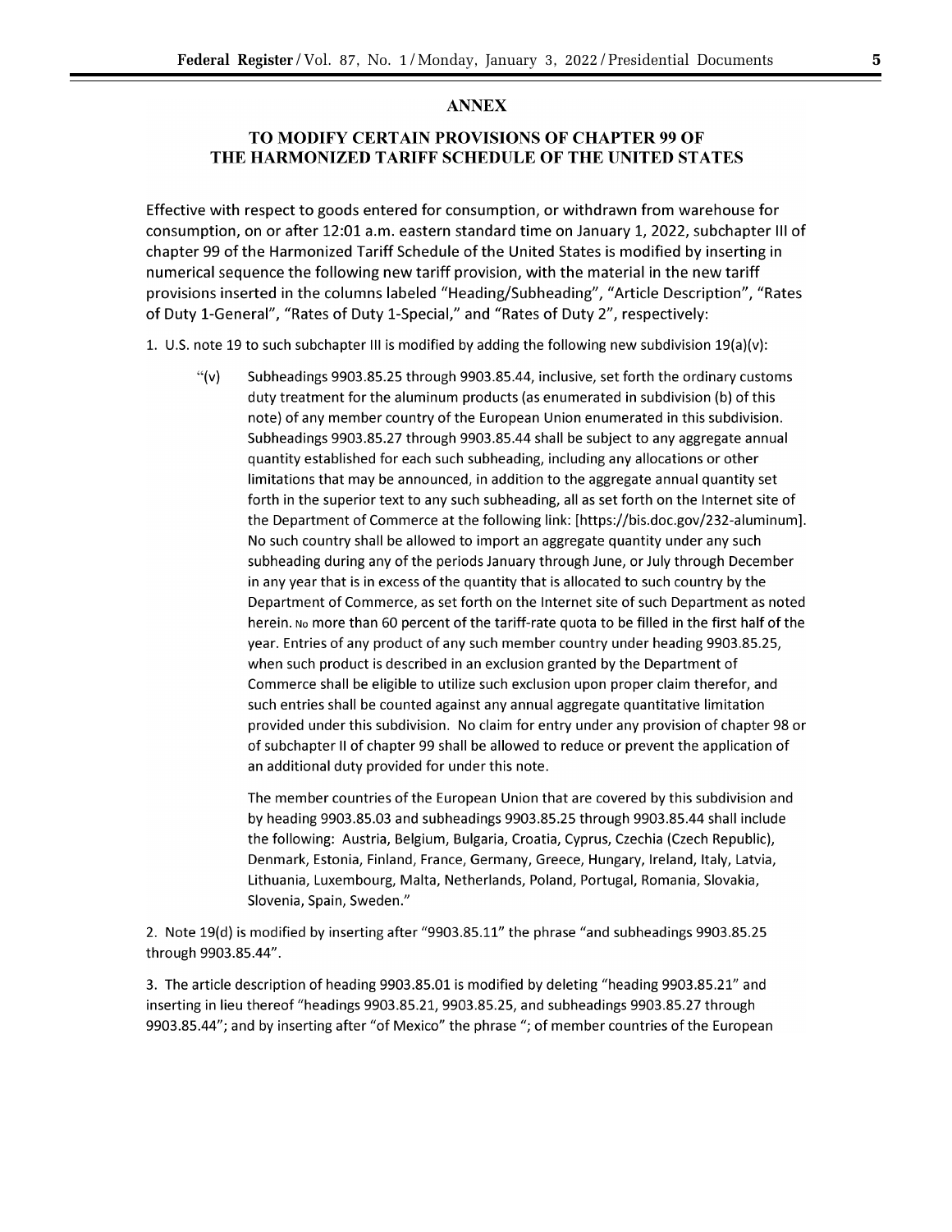## ANNEX

### TO MODIFY CERTAIN PROVISIONS OF CHAPTER 99 OF THE HARMONIZED TARIFF SCHEDULE OF THE UNITED STATES

Effective with respect to goods entered for consumption, or withdrawn from warehouse for consumption, on or after 12:01 a.m. eastern standard time on January 1, 2022, subchapter III of chapter 99 of the Harmonized Tariff Schedule of the United States is modified by inserting in numerical sequence the following new tariff provision, with the material in the new tariff provisions inserted in the columns labeled "Heading/Subheading", "Article Description", "Rates of Duty 1-General", "Rates of Duty 1-Special," and "Rates of Duty 2", respectively:

1. U.S. note 19 to such subchapter III is modified by adding the following new subdivision 19(a)(v):

"(v) Subheadings 9903.85.25 through 9903.85.44, inclusive, set forth the ordinary customs duty treatment for the aluminum products (as enumerated in subdivision (b) of this note) of any member country of the European Union enumerated in this subdivision. Subheadings 9903.85.27 through 9903.85.44 shall be subject to any aggregate annual quantity established for each such subheading, including any allocations or other limitations that may be announced, in addition to the aggregate annual quantity set forth in the superior text to any such subheading, all as set forth on the Internet site of the Department of Commerce at the following link: [https://bis.doc.gov/232-aluminum]. No such country shall be allowed to import an aggregate quantity under any such subheading during any of the periods January through June, or July through December in any year that is in excess of the quantity that is allocated to such country by the Department of Commerce, as set forth on the Internet site of such Department as noted herein. No more than 60 percent of the tariff-rate quota to be filled in the first half of the year. Entries of any product of any such member country under heading 9903.85.25, when such product is described in an exclusion granted by the Department of Commerce shall be eligible to utilize such exclusion upon proper claim therefor, and such entries shall be counted against any annual aggregate quantitative limitation provided under this subdivision. No claim for entry under any provision of chapter 98 or of subchapter II of chapter 99 shall be allowed to reduce or prevent the application of an additional duty provided for under this note.

The member countries of the European Union that are covered by this subdivision and by heading 9903.85.03 and subheadings 9903.85.25 through 9903.85.44 shall include the following: Austria, Belgium, Bulgaria, Croatia, Cyprus, Czechia (Czech Republic), Denmark, Estonia, Finland, France, Germany, Greece, Hungary, Ireland, Italy, Latvia, Lithuania, Luxembourg, Malta, Netherlands, Poland, Portugal, Romania, Slovakia, Slovenia, Spain, Sweden."

2. Note 19(d) is modified by inserting after "9903.85.11" the phrase "and subheadings 9903.85.25 through 9903.85.44".

3. The article description of heading 9903.85.01 is modified by deleting "heading 9903.85.21" and inserting in lieu thereof "headings 9903.85.21, 9903.85.25, and subheadings 9903.85.27 through 9903.85.44"; and by inserting after "of Mexico" the phrase "; of member countries of the European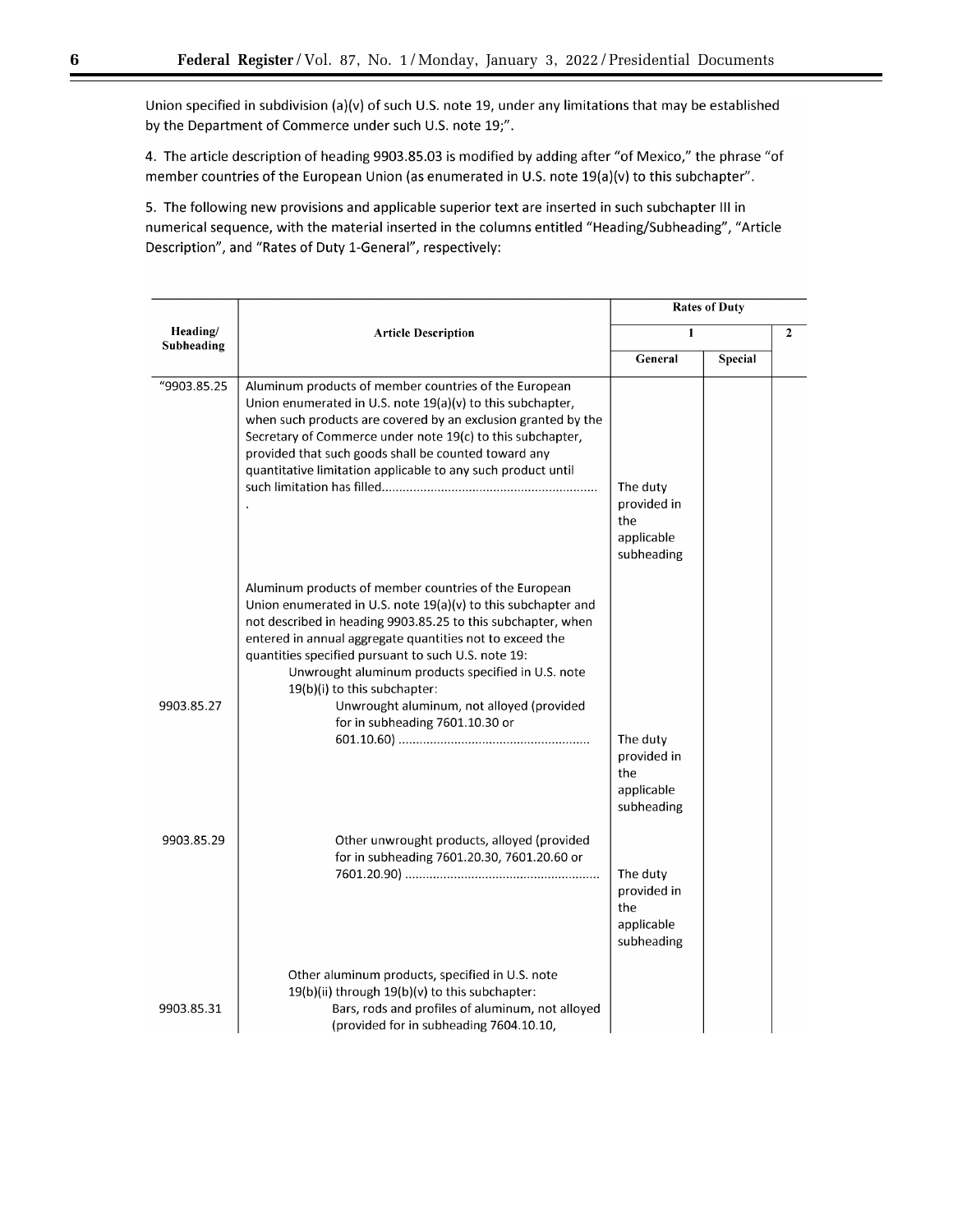Union specified in subdivision (a)(v) of such U.S. note 19, under any limitations that may be established by the Department of Commerce under such U.S. note 19;".

4. The article description of heading 9903.85.03 is modified by adding after "of Mexico," the phrase "of member countries of the European Union (as enumerated in U.S. note 19(a)(v) to this subchapter".

5. The following new provisions and applicable superior text are inserted in such subchapter III in numerical sequence, with the material inserted in the columns entitled "Heading/Subheading", "Article Description", and "Rates of Duty 1-General", respectively:

| Heading/ Subheading | Article Description | Rates of Duty | | |
|---|---|---|---|---|
| | | 1 | | 2 |
| | | General | Special | |
| "9903.85.25 | Aluminum products of member countries of the European Union enumerated in U.S. note 19(a)(v) to this subchapter, when such products are covered by an exclusion granted by the Secretary of Commerce under note 19(c) to this subchapter, provided that such goods shall be counted toward any quantitative limitation applicable to any such product until such limitation has filled............................................................ . | The duty provided in the applicable subheading | | |
| | Aluminum products of member countries of the European Union enumerated in U.S. note 19(a)(v) to this subchapter and not described in heading 9903.85.25 to this subchapter, when entered in annual aggregate quantities not to exceed the quantities specified pursuant to such U.S. note 19: | | | |
| | Unwrought aluminum products specified in U.S. note 19(b)(i) to this subchapter: | | | |
| 9903.85.27 | Unwrought aluminum, not alloyed (provided for in subheading 7601.10.30 or 601.10.60) ...................................................... | The duty provided in the applicable subheading | | |
| 9903.85.29 | Other unwrought products, alloyed (provided for in subheading 7601.20.30, 7601.20.60 or 7601.20.90) ....................................................... | The duty provided in the applicable subheading | | |
| | Other aluminum products, specified in U.S. note 19(b)(ii) through 19(b)(v) to this subchapter: | | | |
| 9903.85.31 | Bars, rods and profiles of aluminum, not alloyed (provided for in subheading 7604.10.10, | | | |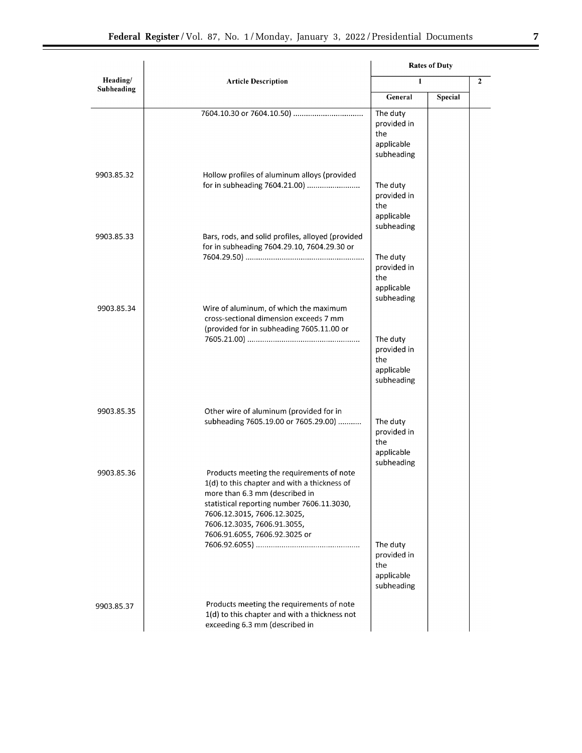| Heading/ Subheading | Article Description | Rates of Duty | | |
|---|---|---|---|---|
| | | 1 | | 2 |
| | | General | Special | |
| | 7604.10.30 or 7604.10.50) ................................ | The duty provided in the applicable subheading | | |
| 9903.85.32 | Hollow profiles of aluminum alloys (provided for in subheading 7604.21.00) ........................ | The duty provided in the applicable subheading | | |
| 9903.85.33 | Bars, rods, and solid profiles, alloyed (provided for in subheading 7604.29.10, 7604.29.30 or 7604.29.50) ....................................................... | The duty provided in the applicable subheading | | |
| 9903.85.34 | Wire of aluminum, of which the maximum cross-sectional dimension exceeds 7 mm (provided for in subheading 7605.11.00 or 7605.21.00) .................................................... | The duty provided in the applicable subheading | | |
| 9903.85.35 | Other wire of aluminum (provided for in subheading 7605.19.00 or 7605.29.00) ........... | The duty provided in the applicable subheading | | |
| 9903.85.36 | Products meeting the requirements of note 1(d) to this chapter and with a thickness of more than 6.3 mm (described in statistical reporting number 7606.11.3030, 7606.12.3015, 7606.12.3025, 7606.12.3035, 7606.91.3055, 7606.91.6055, 7606.92.3025 or 7606.92.6055) ................................................ | The duty provided in the applicable subheading | | |
| 9903.85.37 | Products meeting the requirements of note 1(d) to this chapter and with a thickness not exceeding 6.3 mm (described in | | | |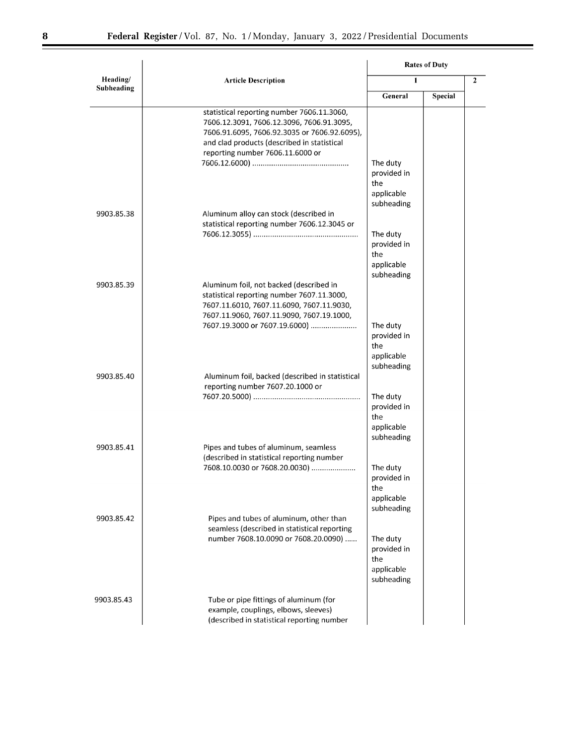| Heading/ Subheading | Article Description | Rates of Duty | | |
|---|---|---|---|---|
| | | 1 | | 2 |
| | | General | Special | |
| | statistical reporting number 7606.11.3060, 7606.12.3091, 7606.12.3096, 7606.91.3095, 7606.91.6095, 7606.92.3035 or 7606.92.6095), and clad products (described in statistical reporting number 7606.11.6000 or 7606.12.6000) ............................................ | The duty provided in the applicable subheading | | |
| 9903.85.38 | Aluminum alloy can stock (described in statistical reporting number 7606.12.3045 or 7606.12.3055) ................................................ | The duty provided in the applicable subheading | | |
| 9903.85.39 | Aluminum foil, not backed (described in statistical reporting number 7607.11.3000, 7607.11.6010, 7607.11.6090, 7607.11.9030, 7607.11.9060, 7607.11.9090, 7607.19.1000, 7607.19.3000 or 7607.19.6000) ..................... | The duty provided in the applicable subheading | | |
| 9903.85.40 | Aluminum foil, backed (described in statistical reporting number 7607.20.1000 or 7607.20.5000) ................................................. | The duty provided in the applicable subheading | | |
| 9903.85.41 | Pipes and tubes of aluminum, seamless (described in statistical reporting number 7608.10.0030 or 7608.20.0030) .................... | The duty provided in the applicable subheading | | |
| 9903.85.42 | Pipes and tubes of aluminum, other than seamless (described in statistical reporting number 7608.10.0090 or 7608.20.0090) ...... | The duty provided in the applicable subheading | | |
| 9903.85.43 | Tube or pipe fittings of aluminum (for example, couplings, elbows, sleeves) (described in statistical reporting number | | | |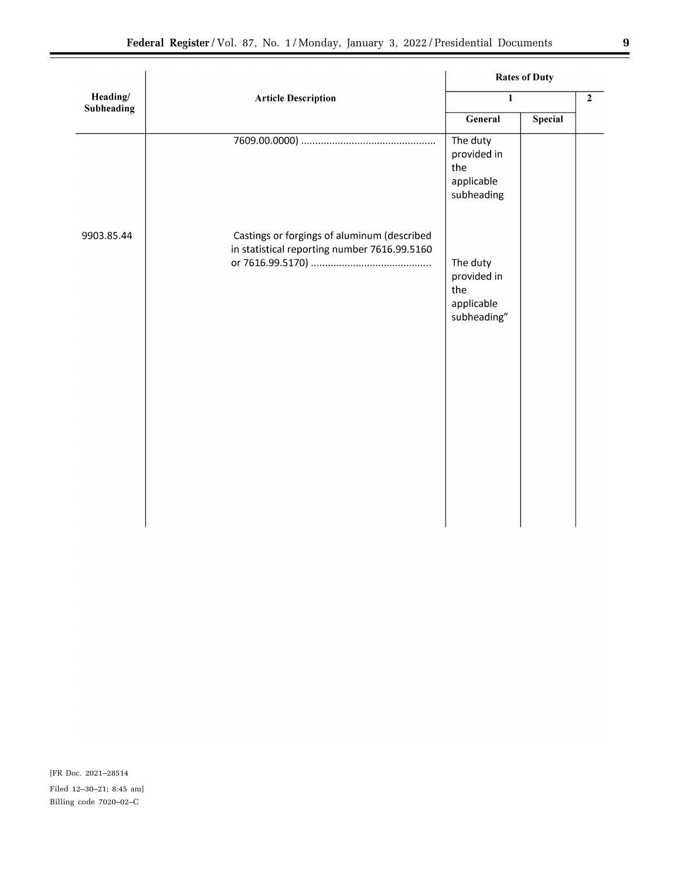| Heading/ Subheading | Article Description | Rates of Duty | | |
|---|---|---|---|---|
| | | 1 | | 2 |
| | | General | Special | |
| | 7609.00.0000) ............................................... | The duty provided in the applicable subheading | | |
| 9903.85.44 | Castings or forgings of aluminum (described in statistical reporting number 7616.99.5160 or 7616.99.5170) .......................................... | The duty provided in the applicable subheading" | | |

[FR Doc. 2021–28514

Filed 12–30–21; 8:45 am]

Billing code 7020–02–C